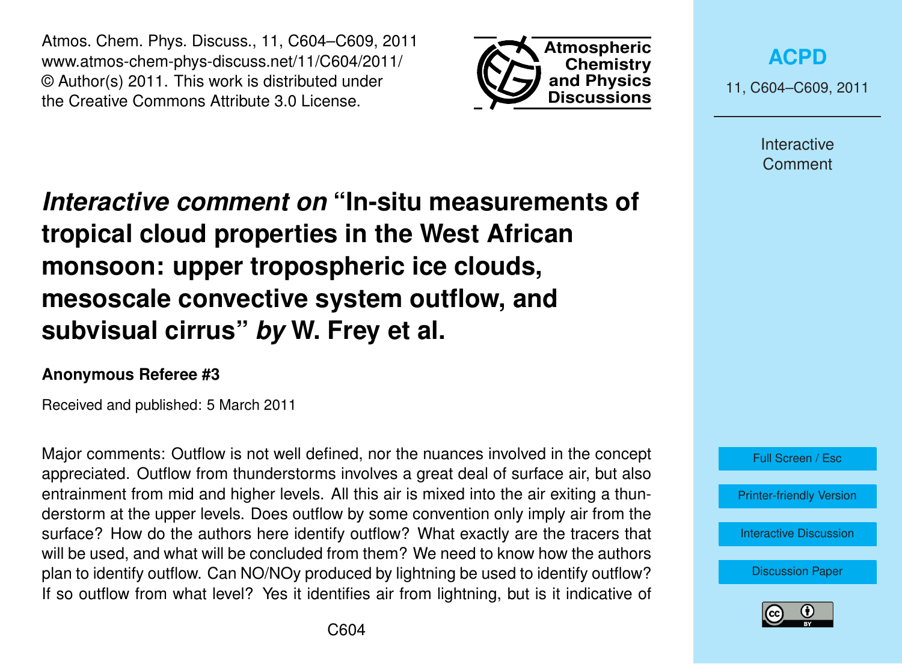# *Interactive comment on* "In-situ measurements of tropical cloud properties in the West African monsoon: upper tropospheric ice clouds, mesoscale convective system outflow, and subvisual cirrus" *by* W. Frey et al.

**Anonymous Referee #3**

Received and published: 5 March 2011

Major comments: Outflow is not well defined, nor the nuances involved in the concept appreciated. Outflow from thunderstorms involves a great deal of surface air, but also entrainment from mid and higher levels. All this air is mixed into the air exiting a thunderstorm at the upper levels. Does outflow by some convention only imply air from the surface? How do the authors here identify outflow? What exactly are the tracers that will be used, and what will be concluded from them? We need to know how the authors plan to identify outflow. Can NO/NOy produced by lightning be used to identify outflow? If so outflow from what level? Yes it identifies air from lightning, but is it indicative of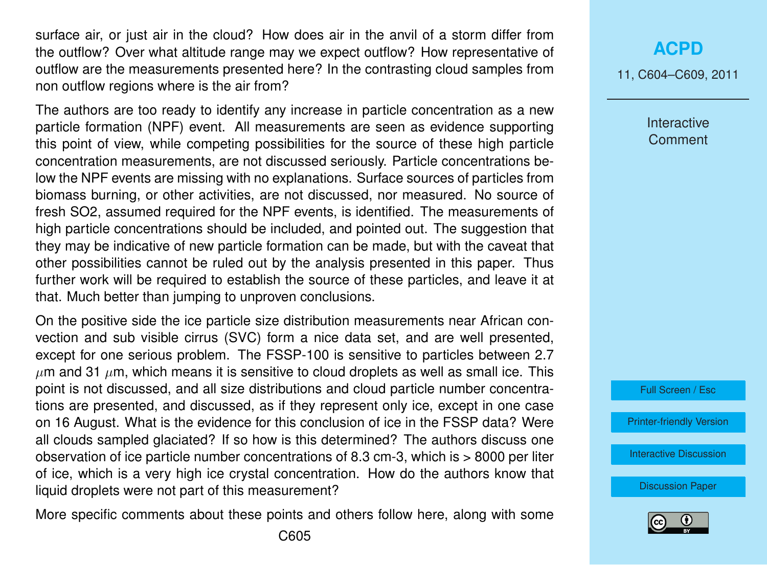surface air, or just air in the cloud? How does air in the anvil of a storm differ from the outflow? Over what altitude range may we expect outflow? How representative of outflow are the measurements presented here? In the contrasting cloud samples from non outflow regions where is the air from?

The authors are too ready to identify any increase in particle concentration as a new particle formation (NPF) event. All measurements are seen as evidence supporting this point of view, while competing possibilities for the source of these high particle concentration measurements, are not discussed seriously. Particle concentrations below the NPF events are missing with no explanations. Surface sources of particles from biomass burning, or other activities, are not discussed, nor measured. No source of fresh $SO_2$, assumed required for the NPF events, is identified. The measurements of high particle concentrations should be included, and pointed out. The suggestion that they may be indicative of new particle formation can be made, but with the caveat that other possibilities cannot be ruled out by the analysis presented in this paper. Thus further work will be required to establish the source of these particles, and leave it at that. Much better than jumping to unproven conclusions.

On the positive side the ice particle size distribution measurements near African convection and sub visible cirrus (SVC) form a nice data set, and are well presented, except for one serious problem. The FSSP-100 is sensitive to particles between 2.7 $\mu$m and 31 $\mu$m, which means it is sensitive to cloud droplets as well as small ice. This point is not discussed, and all size distributions and cloud particle number concentrations are presented, and discussed, as if they represent only ice, except in one case on 16 August. What is the evidence for this conclusion of ice in the FSSP data? Were all clouds sampled glaciated? If so how is this determined? The authors discuss one observation of ice particle number concentrations of 8.3 cm-3, which is > 8000 per liter of ice, which is a very high ice crystal concentration. How do the authors know that liquid droplets were not part of this measurement?

More specific comments about these points and others follow here, along with some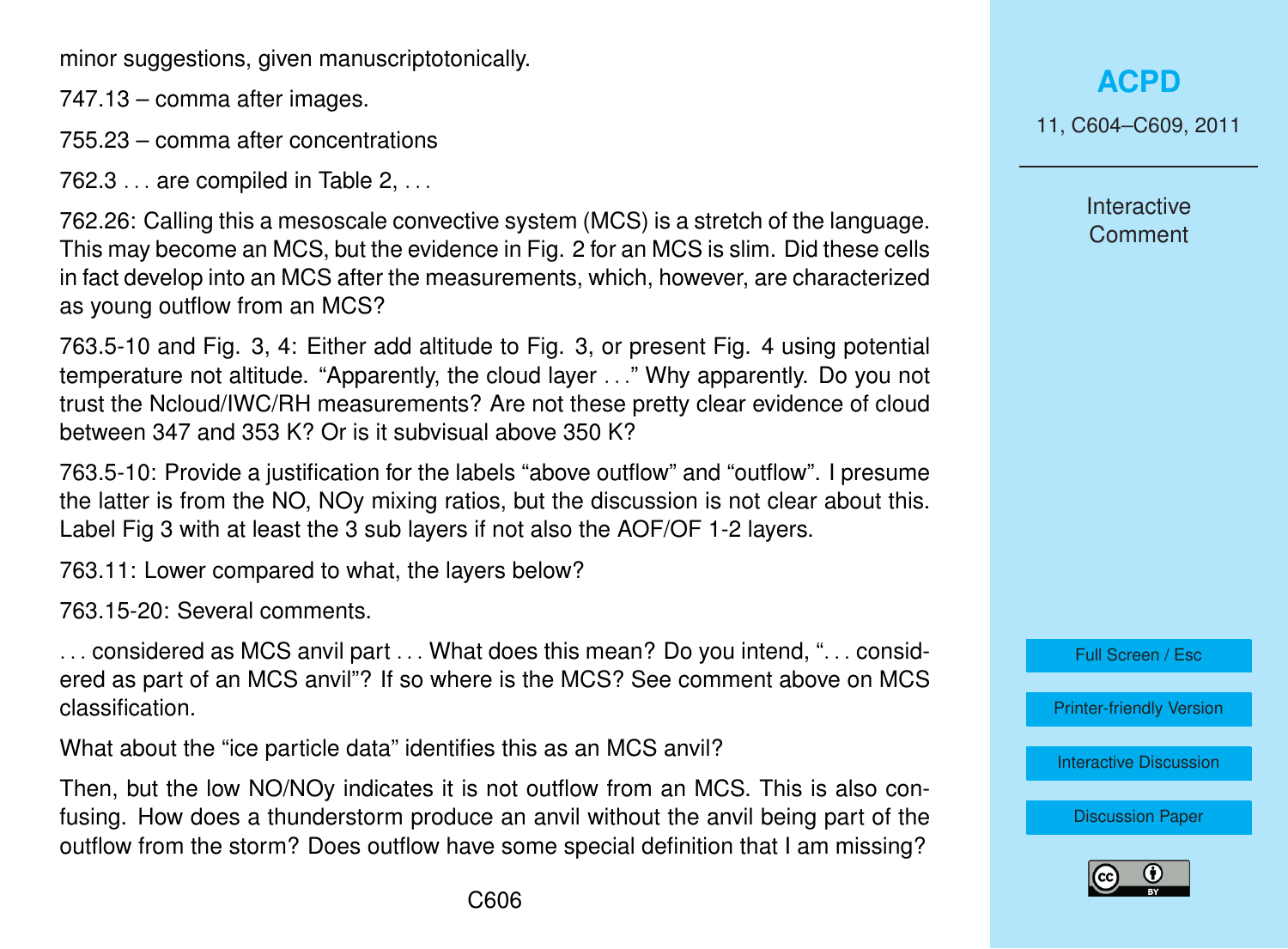minor suggestions, given manuscriptotonically.

747.13 – comma after images.

755.23 – comma after concentrations

762.3 . . . are compiled in Table 2, . . .

762.26: Calling this a mesoscale convective system (MCS) is a stretch of the language. This may become an MCS, but the evidence in Fig. 2 for an MCS is slim. Did these cells in fact develop into an MCS after the measurements, which, however, are characterized as young outflow from an MCS?

763.5-10 and Fig. 3, 4: Either add altitude to Fig. 3, or present Fig. 4 using potential temperature not altitude. "Apparently, the cloud layer . . ." Why apparently. Do you not trust the Ncloud/IWC/RH measurements? Are not these pretty clear evidence of cloud between 347 and 353 K? Or is it subvisual above 350 K?

763.5-10: Provide a justification for the labels "above outflow" and "outflow". I presume the latter is from the NO, NOy mixing ratios, but the discussion is not clear about this. Label Fig 3 with at least the 3 sub layers if not also the AOF/OF 1-2 layers.

763.11: Lower compared to what, the layers below?

763.15-20: Several comments.

. . . considered as MCS anvil part . . . What does this mean? Do you intend, ". . . considered as part of an MCS anvil"? If so where is the MCS? See comment above on MCS classification.

What about the "ice particle data" identifies this as an MCS anvil?

Then, but the low NO/NOy indicates it is not outflow from an MCS. This is also confusing. How does a thunderstorm produce an anvil without the anvil being part of the outflow from the storm? Does outflow have some special definition that I am missing?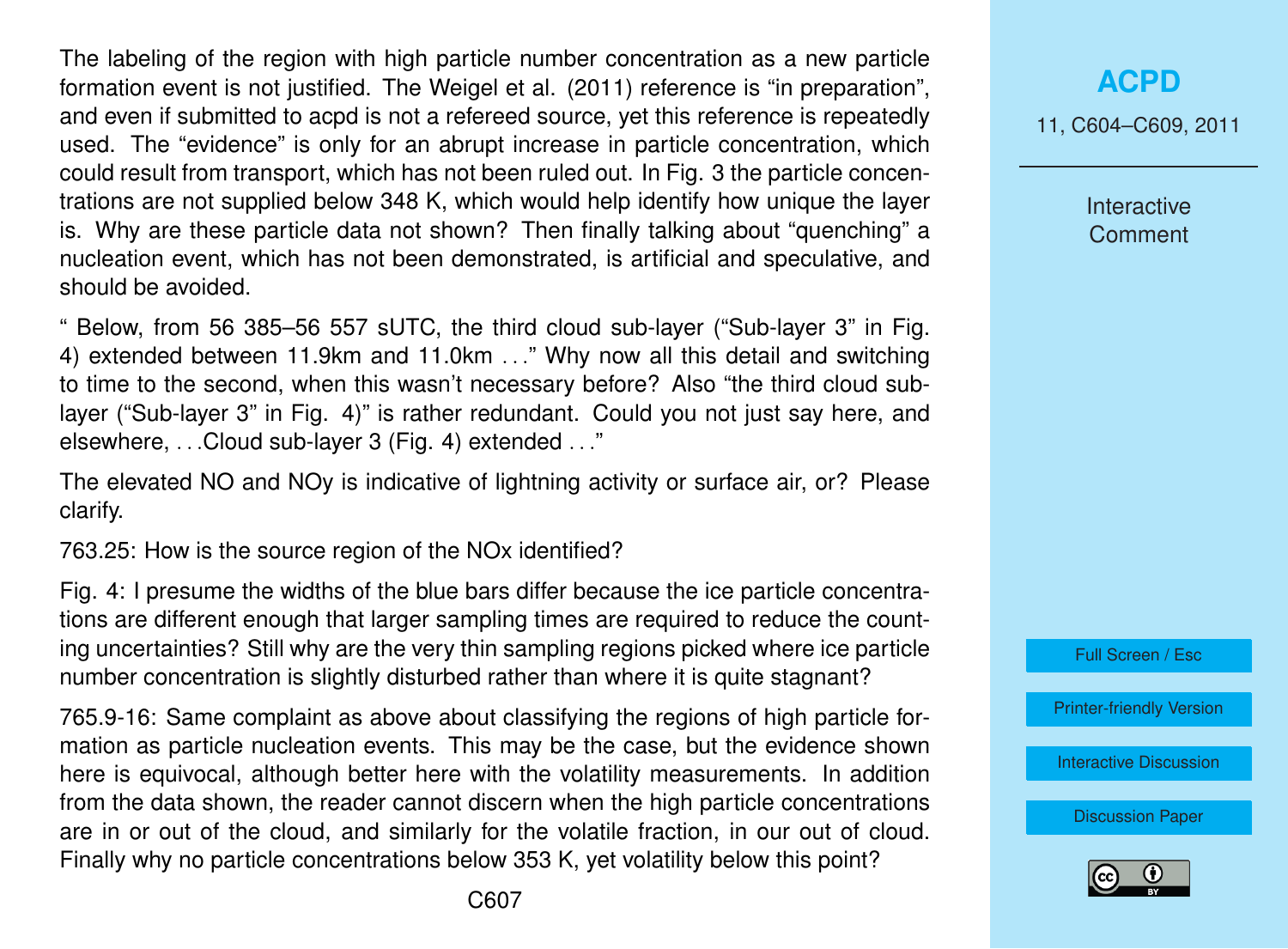The labeling of the region with high particle number concentration as a new particle formation event is not justified. The Weigel et al. (2011) reference is "in preparation", and even if submitted to acpd is not a refereed source, yet this reference is repeatedly used. The "evidence" is only for an abrupt increase in particle concentration, which could result from transport, which has not been ruled out. In Fig. 3 the particle concentrations are not supplied below 348 K, which would help identify how unique the layer is. Why are these particle data not shown? Then finally talking about "quenching" a nucleation event, which has not been demonstrated, is artificial and speculative, and should be avoided.

" Below, from 56 385–56 557 sUTC, the third cloud sub-layer ("Sub-layer 3" in Fig. 4) extended between 11.9km and 11.0km . . ." Why now all this detail and switching to time to the second, when this wasn't necessary before? Also "the third cloud sub-layer ("Sub-layer 3" in Fig. 4)" is rather redundant. Could you not just say here, and elsewhere, . . .Cloud sub-layer 3 (Fig. 4) extended . . ."

The elevated NO and NOy is indicative of lightning activity or surface air, or? Please clarify.

763.25: How is the source region of the NOx identified?

Fig. 4: I presume the widths of the blue bars differ because the ice particle concentrations are different enough that larger sampling times are required to reduce the counting uncertainties? Still why are the very thin sampling regions picked where ice particle number concentration is slightly disturbed rather than where it is quite stagnant?

765.9-16: Same complaint as above about classifying the regions of high particle formation as particle nucleation events. This may be the case, but the evidence shown here is equivocal, although better here with the volatility measurements. In addition from the data shown, the reader cannot discern when the high particle concentrations are in or out of the cloud, and similarly for the volatile fraction, in our out of cloud. Finally why no particle concentrations below 353 K, yet volatility below this point?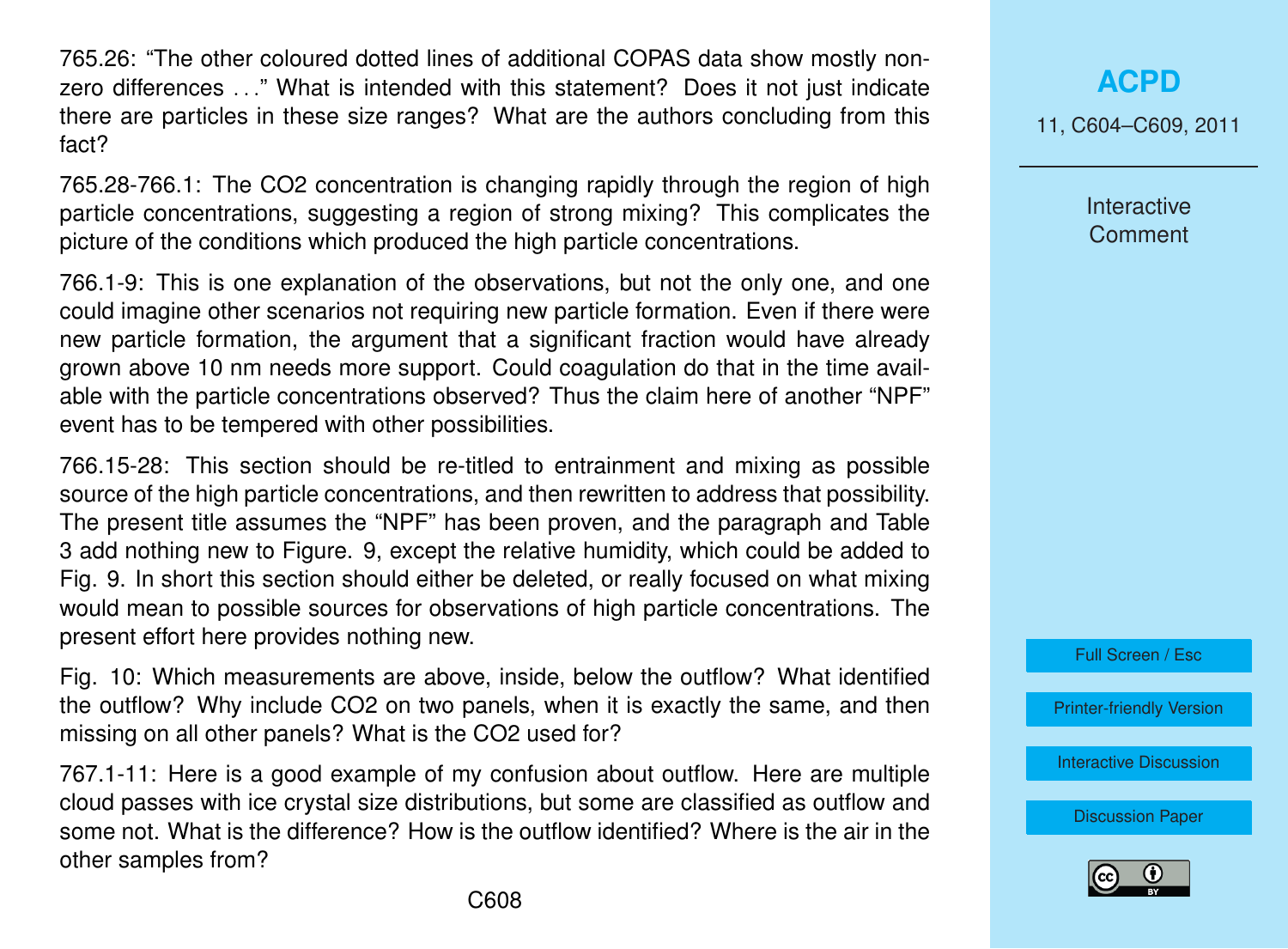765.26: "The other coloured dotted lines of additional COPAS data show mostly non-zero differences ..." What is intended with this statement? Does it not just indicate there are particles in these size ranges? What are the authors concluding from this fact?

765.28-766.1: The $CO_2$ concentration is changing rapidly through the region of high particle concentrations, suggesting a region of strong mixing? This complicates the picture of the conditions which produced the high particle concentrations.

766.1-9: This is one explanation of the observations, but not the only one, and one could imagine other scenarios not requiring new particle formation. Even if there were new particle formation, the argument that a significant fraction would have already grown above 10 nm needs more support. Could coagulation do that in the time available with the particle concentrations observed? Thus the claim here of another "NPF" event has to be tempered with other possibilities.

766.15-28: This section should be re-titled to entrainment and mixing as possible source of the high particle concentrations, and then rewritten to address that possibility. The present title assumes the "NPF" has been proven, and the paragraph and Table 3 add nothing new to Figure. 9, except the relative humidity, which could be added to Fig. 9. In short this section should either be deleted, or really focused on what mixing would mean to possible sources for observations of high particle concentrations. The present effort here provides nothing new.

Fig. 10: Which measurements are above, inside, below the outflow? What identified the outflow? Why include $CO_2$ on two panels, when it is exactly the same, and then missing on all other panels? What is the $CO_2$ used for?

767.1-11: Here is a good example of my confusion about outflow. Here are multiple cloud passes with ice crystal size distributions, but some are classified as outflow and some not. What is the difference? How is the outflow identified? Where is the air in the other samples from?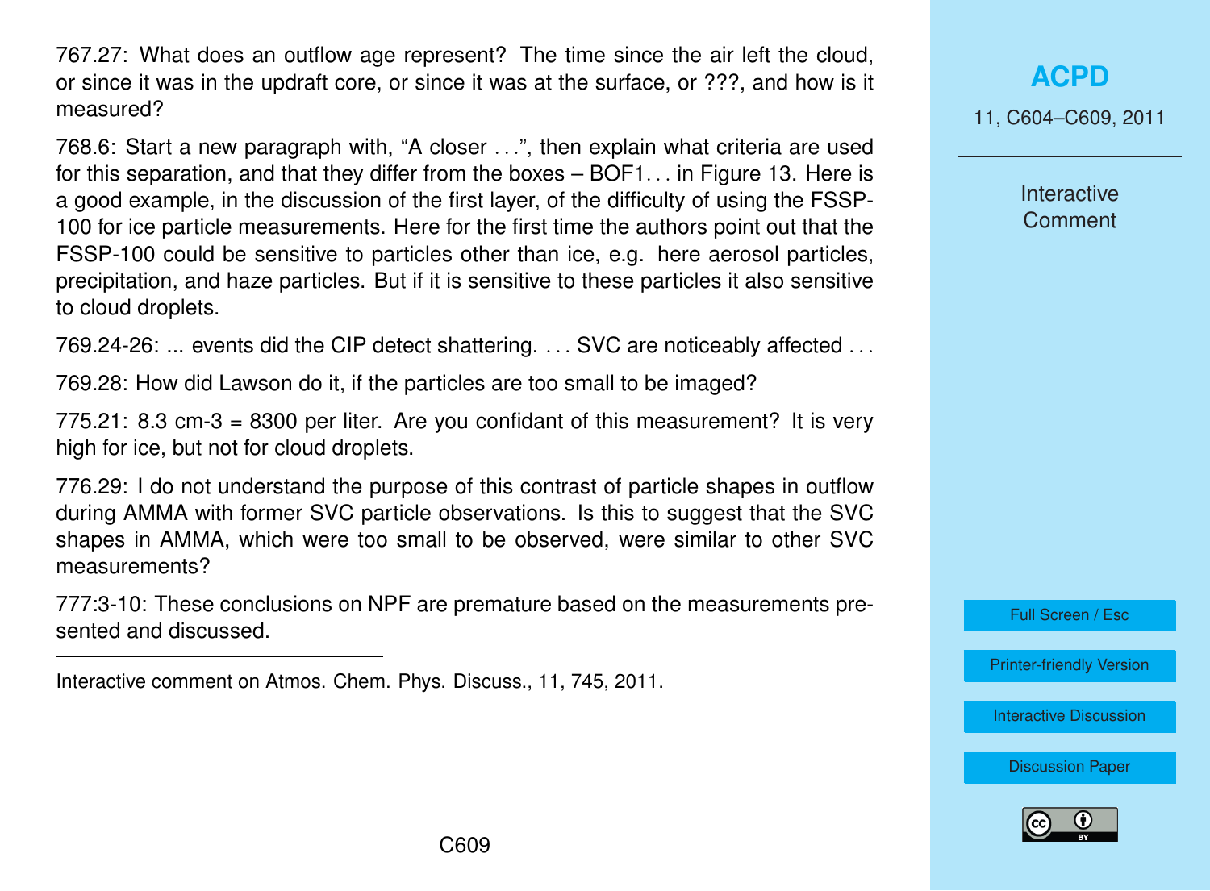767.27: What does an outflow age represent? The time since the air left the cloud, or since it was in the updraft core, or since it was at the surface, or ???, and how is it measured?

768.6: Start a new paragraph with, "A closer ...", then explain what criteria are used for this separation, and that they differ from the boxes – BOF1... in Figure 13. Here is a good example, in the discussion of the first layer, of the difficulty of using the FSSP-100 for ice particle measurements. Here for the first time the authors point out that the FSSP-100 could be sensitive to particles other than ice, e.g. here aerosol particles, precipitation, and haze particles. But if it is sensitive to these particles it also sensitive to cloud droplets.

769.24-26: ... events did the CIP detect shattering. ... SVC are noticeably affected ...

769.28: How did Lawson do it, if the particles are too small to be imaged?

775.21: 8.3 cm-3 = 8300 per liter. Are you confidant of this measurement? It is very high for ice, but not for cloud droplets.

776.29: I do not understand the purpose of this contrast of particle shapes in outflow during AMMA with former SVC particle observations. Is this to suggest that the SVC shapes in AMMA, which were too small to be observed, were similar to other SVC measurements?

777:3-10: These conclusions on NPF are premature based on the measurements presented and discussed.

---

Interactive comment on Atmos. Chem. Phys. Discuss., 11, 745, 2011.